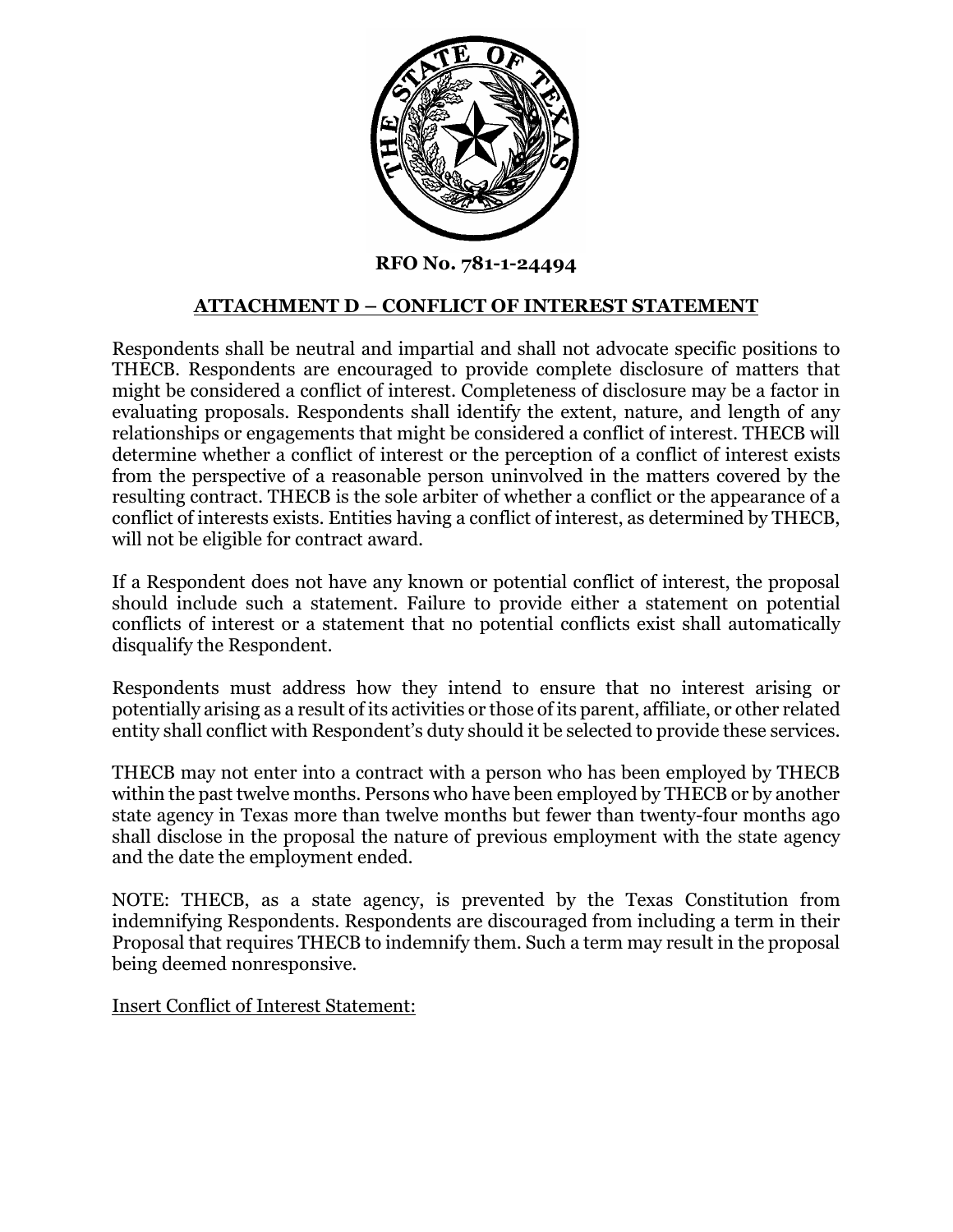**RFO No. 781-1-24494**

## ATTACHMENT D – CONFLICT OF INTEREST STATEMENT

Respondents shall be neutral and impartial and shall not advocate specific positions to THECB. Respondents are encouraged to provide complete disclosure of matters that might be considered a conflict of interest. Completeness of disclosure may be a factor in evaluating proposals. Respondents shall identify the extent, nature, and length of any relationships or engagements that might be considered a conflict of interest. THECB will determine whether a conflict of interest or the perception of a conflict of interest exists from the perspective of a reasonable person uninvolved in the matters covered by the resulting contract. THECB is the sole arbiter of whether a conflict or the appearance of a conflict of interests exists. Entities having a conflict of interest, as determined by THECB, will not be eligible for contract award.

If a Respondent does not have any known or potential conflict of interest, the proposal should include such a statement. Failure to provide either a statement on potential conflicts of interest or a statement that no potential conflicts exist shall automatically disqualify the Respondent.

Respondents must address how they intend to ensure that no interest arising or potentially arising as a result of its activities or those of its parent, affiliate, or other related entity shall conflict with Respondent's duty should it be selected to provide these services.

THECB may not enter into a contract with a person who has been employed by THECB within the past twelve months. Persons who have been employed by THECB or by another state agency in Texas more than twelve months but fewer than twenty-four months ago shall disclose in the proposal the nature of previous employment with the state agency and the date the employment ended.

NOTE: THECB, as a state agency, is prevented by the Texas Constitution from indemnifying Respondents. Respondents are discouraged from including a term in their Proposal that requires THECB to indemnify them. Such a term may result in the proposal being deemed nonresponsive.

Insert Conflict of Interest Statement: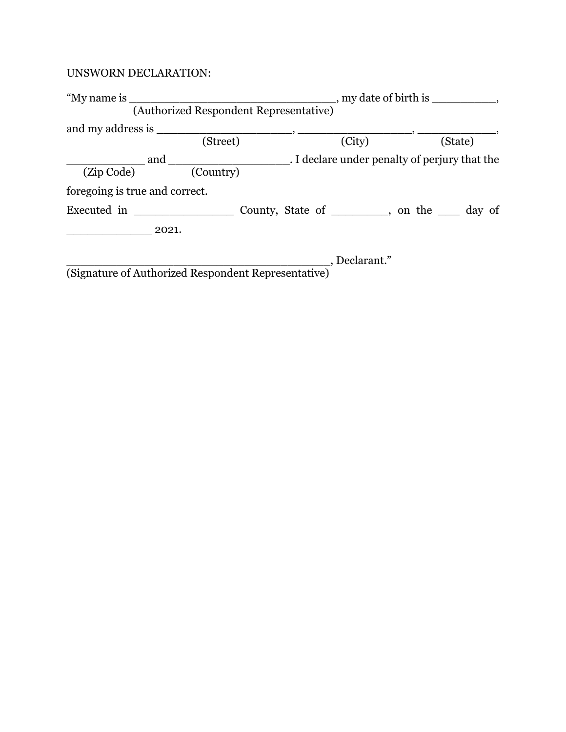UNSWORN DECLARATION:

"My name is ________________________________, my date of birth is _________,
(Authorized Respondent Representative)

and my address is ____________________, _________________, ____________,
(Street) (City) (State)

____________ and _________________. I declare under penalty of perjury that the
(Zip Code) (Country)

foregoing is true and correct.

Executed in _______________ County, State of ________, on the ___ day of _____________ 2021.

_______________________________________, Declarant."
(Signature of Authorized Respondent Representative)